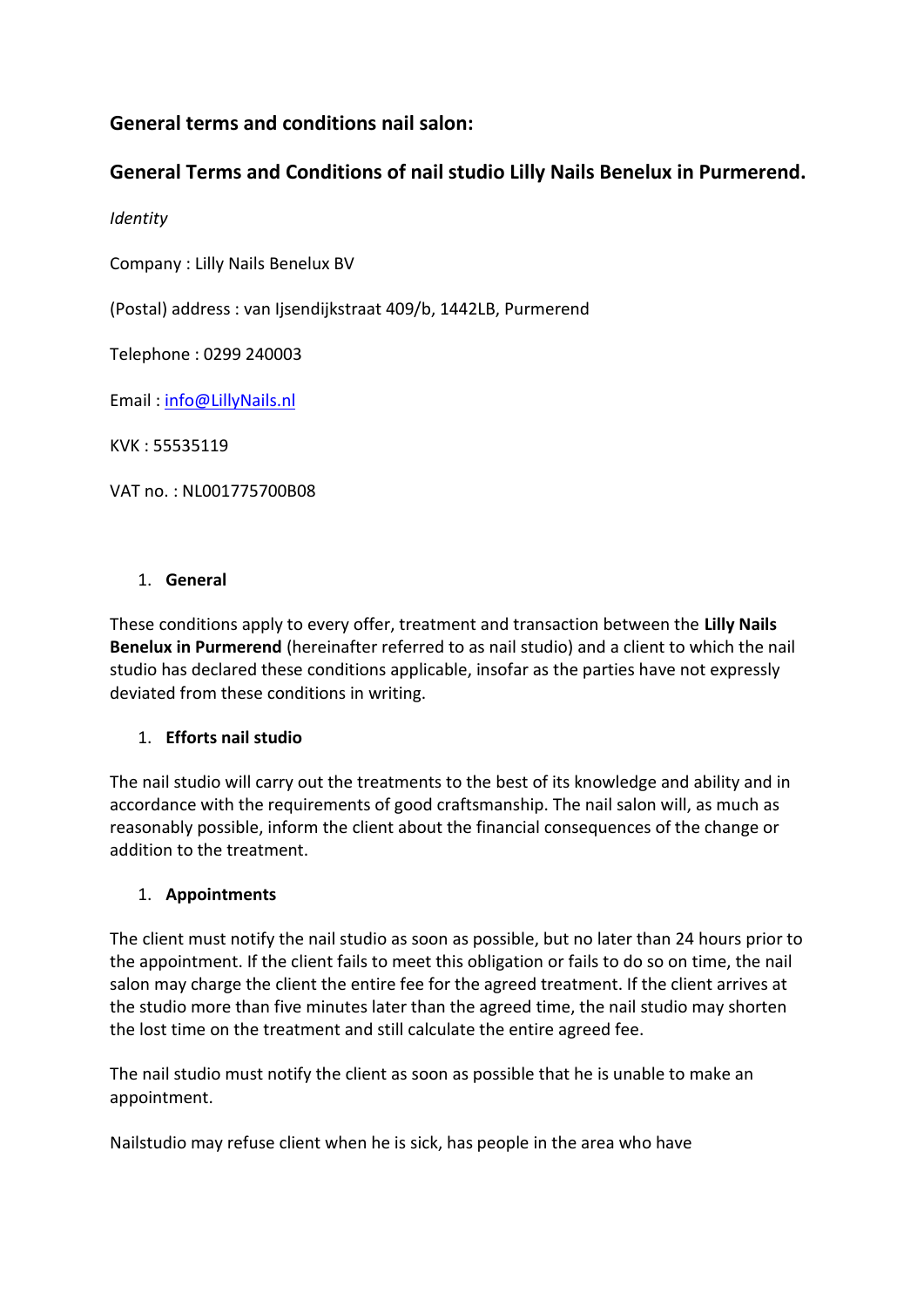## General terms and conditions nail salon:

## General Terms and Conditions of nail studio Lilly Nails Benelux in Purmerend.

*Identity*

Company : Lilly Nails Benelux BV

(Postal) address : van Ijsendijkstraat 409/b, 1442LB, Purmerend

Telephone : 0299 240003

Email : info@LillyNails.nl

KVK : 55535119

VAT no. : NL001775700B08

1. **General**

These conditions apply to every offer, treatment and transaction between the **Lilly Nails Benelux in Purmerend** (hereinafter referred to as nail studio) and a client to which the nail studio has declared these conditions applicable, insofar as the parties have not expressly deviated from these conditions in writing.

1. **Efforts nail studio**

The nail studio will carry out the treatments to the best of its knowledge and ability and in accordance with the requirements of good craftsmanship. The nail salon will, as much as reasonably possible, inform the client about the financial consequences of the change or addition to the treatment.

1. **Appointments**

The client must notify the nail studio as soon as possible, but no later than 24 hours prior to the appointment. If the client fails to meet this obligation or fails to do so on time, the nail salon may charge the client the entire fee for the agreed treatment. If the client arrives at the studio more than five minutes later than the agreed time, the nail studio may shorten the lost time on the treatment and still calculate the entire agreed fee.

The nail studio must notify the client as soon as possible that he is unable to make an appointment.

Nailstudio may refuse client when he is sick, has people in the area who have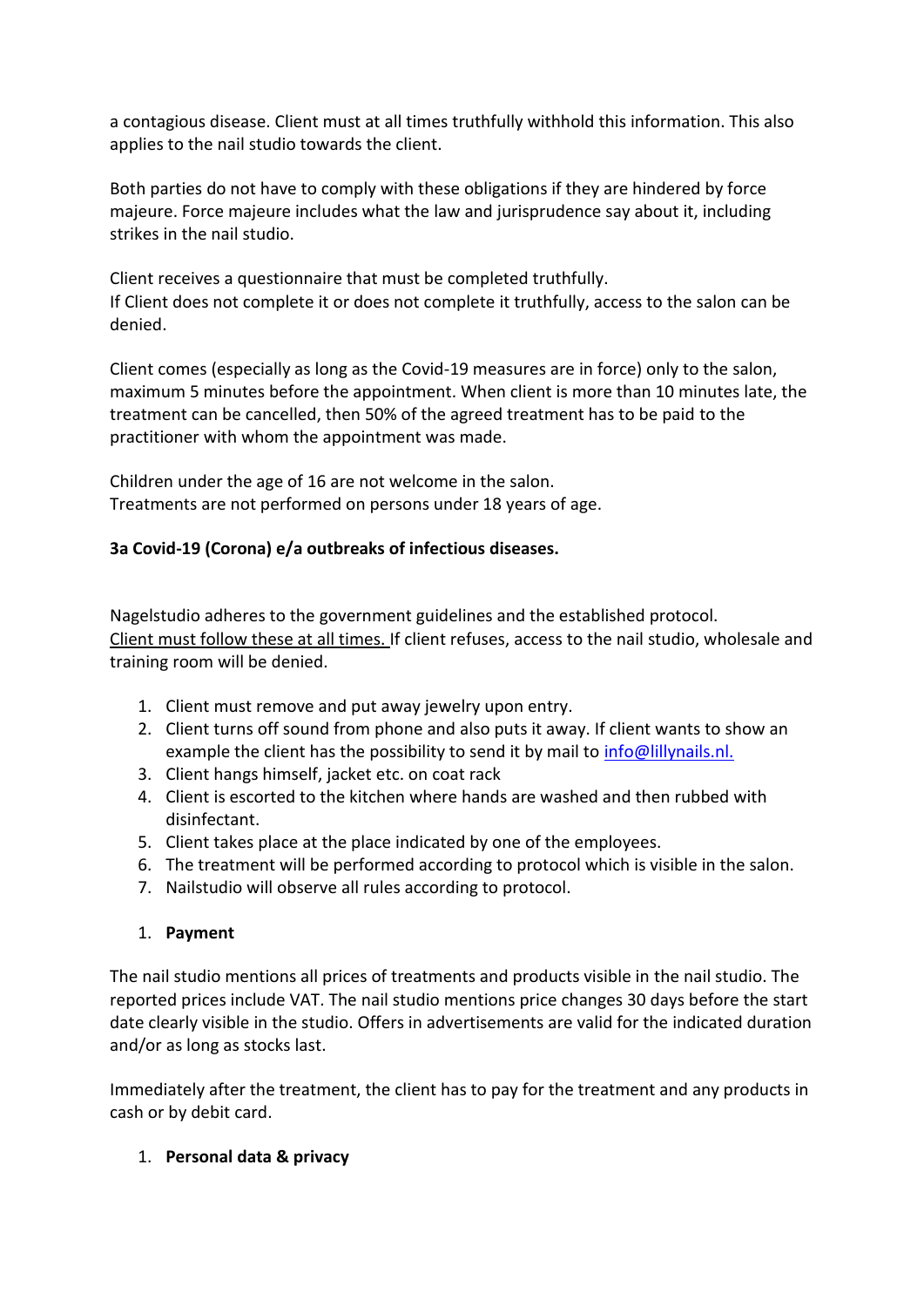a contagious disease. Client must at all times truthfully withhold this information. This also applies to the nail studio towards the client.

Both parties do not have to comply with these obligations if they are hindered by force majeure. Force majeure includes what the law and jurisprudence say about it, including strikes in the nail studio.

Client receives a questionnaire that must be completed truthfully.
If Client does not complete it or does not complete it truthfully, access to the salon can be denied.

Client comes (especially as long as the Covid-19 measures are in force) only to the salon, maximum 5 minutes before the appointment. When client is more than 10 minutes late, the treatment can be cancelled, then 50% of the agreed treatment has to be paid to the practitioner with whom the appointment was made.

Children under the age of 16 are not welcome in the salon.
Treatments are not performed on persons under 18 years of age.

**3a Covid-19 (Corona) e/a outbreaks of infectious diseases.**

Nagelstudio adheres to the government guidelines and the established protocol.
Client must follow these at all times. If client refuses, access to the nail studio, wholesale and training room will be denied.

1. Client must remove and put away jewelry upon entry.
2. Client turns off sound from phone and also puts it away. If client wants to show an example the client has the possibility to send it by mail to info@lillynails.nl.
3. Client hangs himself, jacket etc. on coat rack
4. Client is escorted to the kitchen where hands are washed and then rubbed with disinfectant.
5. Client takes place at the place indicated by one of the employees.
6. The treatment will be performed according to protocol which is visible in the salon.
7. Nailstudio will observe all rules according to protocol.

1. **Payment**

The nail studio mentions all prices of treatments and products visible in the nail studio. The reported prices include VAT. The nail studio mentions price changes 30 days before the start date clearly visible in the studio. Offers in advertisements are valid for the indicated duration and/or as long as stocks last.

Immediately after the treatment, the client has to pay for the treatment and any products in cash or by debit card.

1. **Personal data & privacy**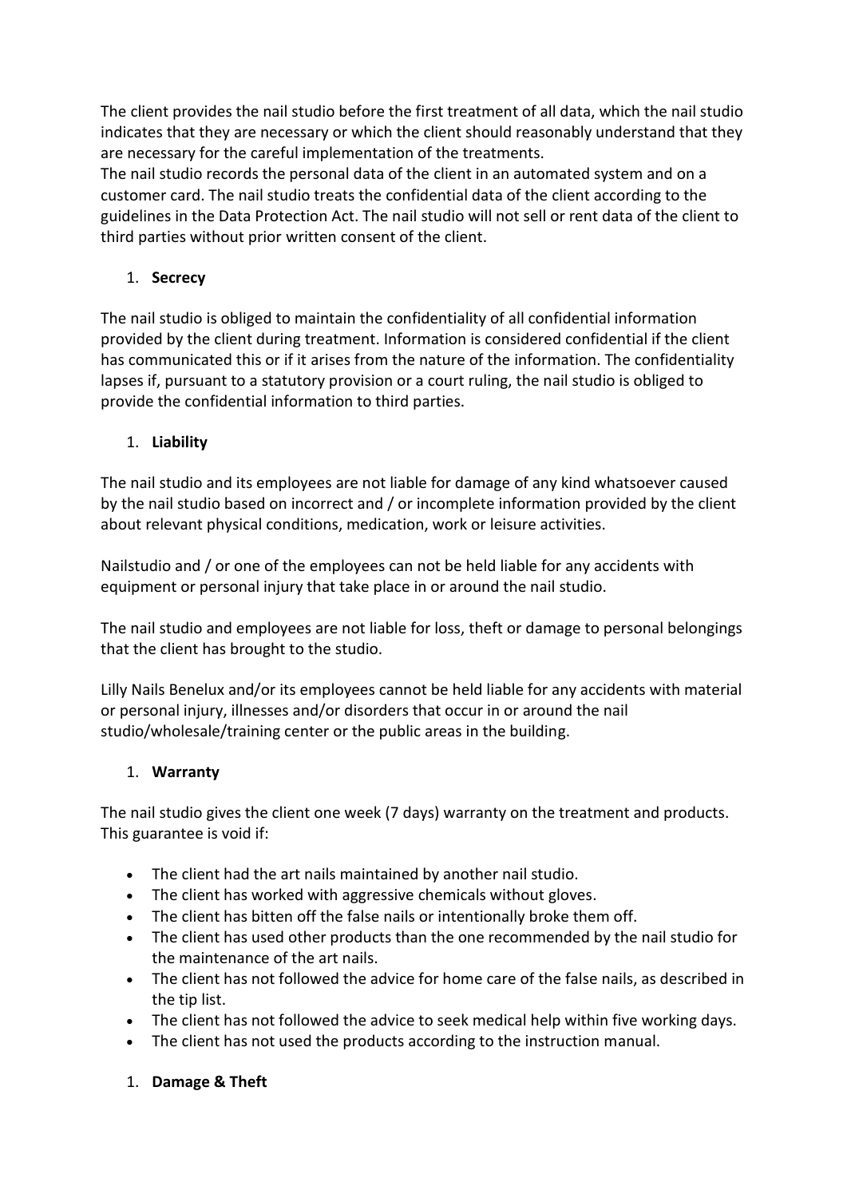The client provides the nail studio before the first treatment of all data, which the nail studio indicates that they are necessary or which the client should reasonably understand that they are necessary for the careful implementation of the treatments.
The nail studio records the personal data of the client in an automated system and on a customer card. The nail studio treats the confidential data of the client according to the guidelines in the Data Protection Act. The nail studio will not sell or rent data of the client to third parties without prior written consent of the client.

1. **Secrecy**

The nail studio is obliged to maintain the confidentiality of all confidential information provided by the client during treatment. Information is considered confidential if the client has communicated this or if it arises from the nature of the information. The confidentiality lapses if, pursuant to a statutory provision or a court ruling, the nail studio is obliged to provide the confidential information to third parties.

1. **Liability**

The nail studio and its employees are not liable for damage of any kind whatsoever caused by the nail studio based on incorrect and / or incomplete information provided by the client about relevant physical conditions, medication, work or leisure activities.

Nailstudio and / or one of the employees can not be held liable for any accidents with equipment or personal injury that take place in or around the nail studio.

The nail studio and employees are not liable for loss, theft or damage to personal belongings that the client has brought to the studio.

Lilly Nails Benelux and/or its employees cannot be held liable for any accidents with material or personal injury, illnesses and/or disorders that occur in or around the nail studio/wholesale/training center or the public areas in the building.

1. **Warranty**

The nail studio gives the client one week (7 days) warranty on the treatment and products. This guarantee is void if:

- The client had the art nails maintained by another nail studio.
- The client has worked with aggressive chemicals without gloves.
- The client has bitten off the false nails or intentionally broke them off.
- The client has used other products than the one recommended by the nail studio for the maintenance of the art nails.
- The client has not followed the advice for home care of the false nails, as described in the tip list.
- The client has not followed the advice to seek medical help within five working days.
- The client has not used the products according to the instruction manual.

1. **Damage & Theft**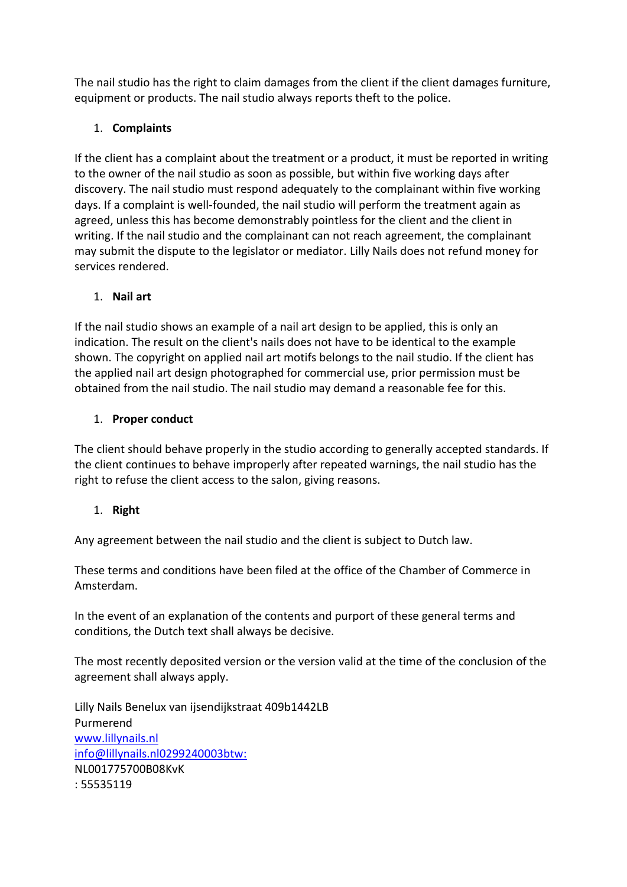The nail studio has the right to claim damages from the client if the client damages furniture, equipment or products. The nail studio always reports theft to the police.

1. **Complaints**

If the client has a complaint about the treatment or a product, it must be reported in writing to the owner of the nail studio as soon as possible, but within five working days after discovery. The nail studio must respond adequately to the complainant within five working days. If a complaint is well-founded, the nail studio will perform the treatment again as agreed, unless this has become demonstrably pointless for the client and the client in writing. If the nail studio and the complainant can not reach agreement, the complainant may submit the dispute to the legislator or mediator. Lilly Nails does not refund money for services rendered.

1. **Nail art**

If the nail studio shows an example of a nail art design to be applied, this is only an indication. The result on the client's nails does not have to be identical to the example shown. The copyright on applied nail art motifs belongs to the nail studio. If the client has the applied nail art design photographed for commercial use, prior permission must be obtained from the nail studio. The nail studio may demand a reasonable fee for this.

1. **Proper conduct**

The client should behave properly in the studio according to generally accepted standards. If the client continues to behave improperly after repeated warnings, the nail studio has the right to refuse the client access to the salon, giving reasons.

1. **Right**

Any agreement between the nail studio and the client is subject to Dutch law.

These terms and conditions have been filed at the office of the Chamber of Commerce in Amsterdam.

In the event of an explanation of the contents and purport of these general terms and conditions, the Dutch text shall always be decisive.

The most recently deposited version or the version valid at the time of the conclusion of the agreement shall always apply.

Lilly Nails Benelux van ijsendijkstraat 409b1442LB
Purmerend
www.lillynails.nl
info@lillynails.nl0299240003btw:
NL001775700B08KvK
: 55535119